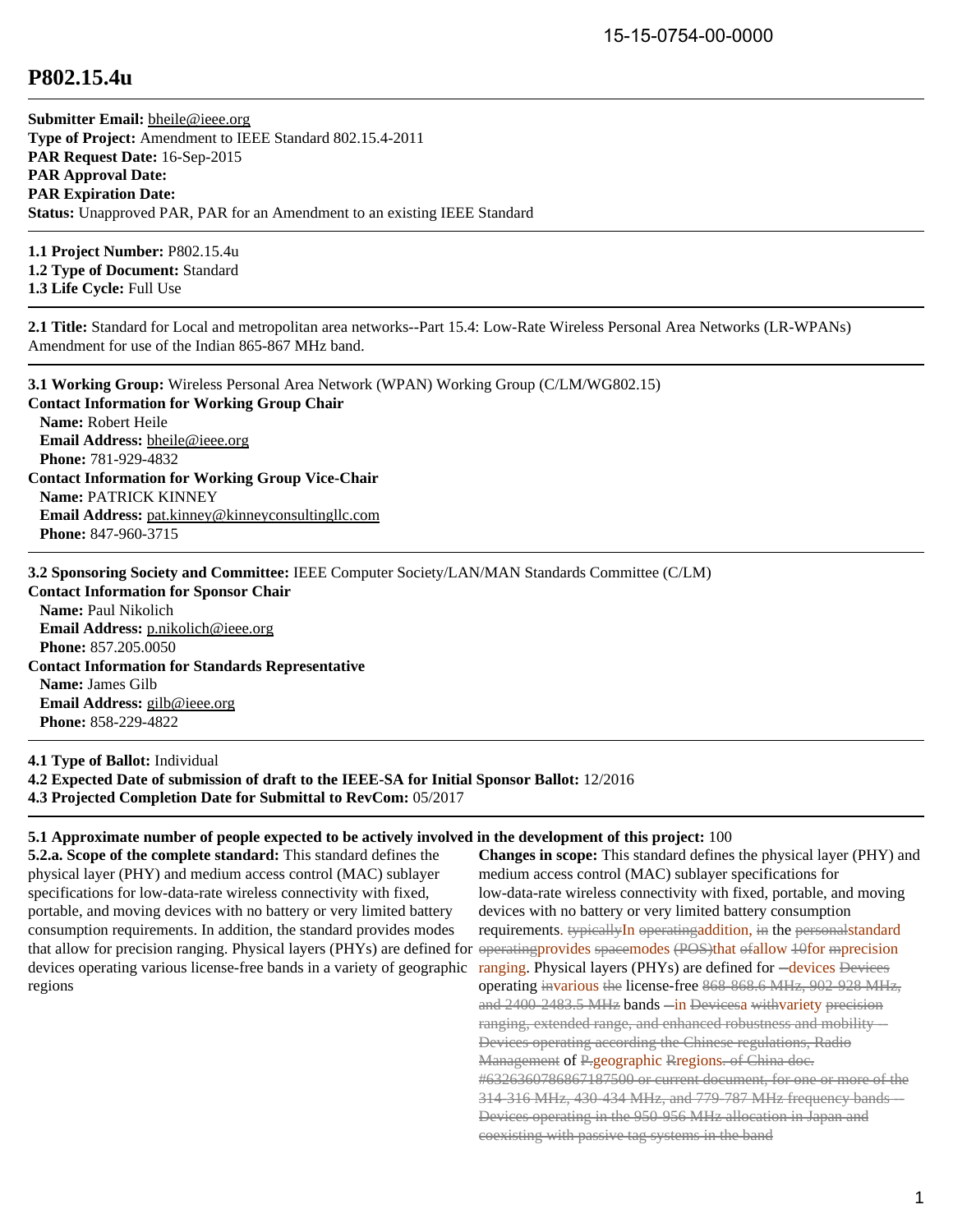15-15-0754-00-0000

# P802.15.4u

**Submitter Email:** bheile@ieee.org
**Type of Project:** Amendment to IEEE Standard 802.15.4-2011
**PAR Request Date:** 16-Sep-2015
**PAR Approval Date:**
**PAR Expiration Date:**
**Status:** Unapproved PAR, PAR for an Amendment to an existing IEEE Standard

**1.1 Project Number:** P802.15.4u
**1.2 Type of Document:** Standard
**1.3 Life Cycle:** Full Use

**2.1 Title:** Standard for Local and metropolitan area networks--Part 15.4: Low-Rate Wireless Personal Area Networks (LR-WPANs) Amendment for use of the Indian 865-867 MHz band.

**3.1 Working Group:** Wireless Personal Area Network (WPAN) Working Group (C/LM/WG802.15)
**Contact Information for Working Group Chair**
**Name:** Robert Heile
**Email Address:** bheile@ieee.org
**Phone:** 781-929-4832
**Contact Information for Working Group Vice-Chair**
**Name:** PATRICK KINNEY
**Email Address:** pat.kinney@kinneyconsultingllc.com
**Phone:** 847-960-3715

**3.2 Sponsoring Society and Committee:** IEEE Computer Society/LAN/MAN Standards Committee (C/LM)
**Contact Information for Sponsor Chair**
**Name:** Paul Nikolich
**Email Address:** p.nikolich@ieee.org
**Phone:** 857.205.0050
**Contact Information for Standards Representative**
**Name:** James Gilb
**Email Address:** gilb@ieee.org
**Phone:** 858-229-4822

**4.1 Type of Ballot:** Individual
**4.2 Expected Date of submission of draft to the IEEE-SA for Initial Sponsor Ballot:** 12/2016
**4.3 Projected Completion Date for Submittal to RevCom:** 05/2017

**5.1 Approximate number of people expected to be actively involved in the development of this project:** 100

**5.2.a. Scope of the complete standard:** This standard defines the physical layer (PHY) and medium access control (MAC) sublayer specifications for low-data-rate wireless connectivity with fixed, portable, and moving devices with no battery or very limited battery consumption requirements. In addition, the standard provides modes that allow for precision ranging. Physical layers (PHYs) are defined for devices operating various license-free bands in a variety of geographic regions

**Changes in scope:** This standard defines the physical layer (PHY) and medium access control (MAC) sublayer specifications for low-data-rate wireless connectivity with fixed, portable, and moving devices with no battery or very limited battery consumption requirements. ~~typically~~In ~~operating~~addition, ~~in~~ the ~~personal~~standard ~~operating~~provides ~~space~~modes ~~(POS)~~that ~~of~~allow ~~10~~for ~~m~~precision ranging. Physical layers (PHYs) are defined for ~~--~~devices ~~Devices~~ operating ~~in~~various ~~the~~ license-free ~~868-868.6 MHz, 902-928 MHz, and 2400-2483.5 MHz~~ bands ~~--~~in ~~Devices~~a ~~with~~variety ~~precision ranging, extended range, and enhanced robustness and mobility -- Devices operating according the Chinese regulations, Radio Management~~ of ~~P.~~geographic ~~R~~regions~~. of China doc. #63263607868671875​00 or current document, for one or more of the 314-316 MHz, 430-434 MHz, and 779-787 MHz frequency bands -- Devices operating in the 950-956 MHz allocation in Japan and coexisting with passive tag systems in the band~~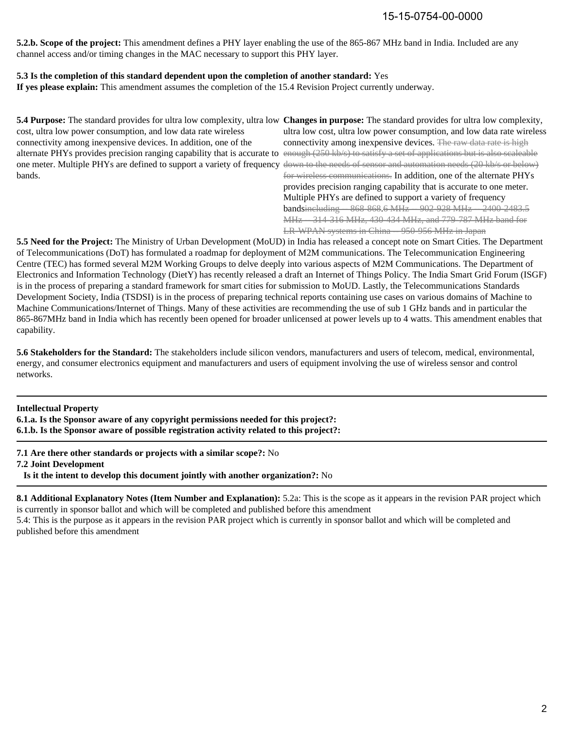**5.2.b. Scope of the project:** This amendment defines a PHY layer enabling the use of the 865-867 MHz band in India. Included are any channel access and/or timing changes in the MAC necessary to support this PHY layer.

**5.3 Is the completion of this standard dependent upon the completion of another standard:** Yes
**If yes please explain:** This amendment assumes the completion of the 15.4 Revision Project currently underway.

**5.4 Purpose:** The standard provides for ultra low complexity, ultra low cost, ultra low power consumption, and low data rate wireless connectivity among inexpensive devices. In addition, one of the alternate PHYs provides precision ranging capability that is accurate to one meter. Multiple PHYs are defined to support a variety of frequency bands.

**Changes in purpose:** The standard provides for ultra low complexity, ultra low cost, ultra low power consumption, and low data rate wireless connectivity among inexpensive devices. ~~The raw data rate is high enough (250 kb/s) to satisfy a set of applications but is also scaleable down to the needs of sensor and automation needs (20 kb/s or below) for wireless communications.~~ In addition, one of the alternate PHYs provides precision ranging capability that is accurate to one meter. Multiple PHYs are defined to support a variety of frequency bands~~including -- 868-868.6 MHz -- 902-928 MHz -- 2400-2483.5 MHz -- 314-316 MHz, 430-434 MHz, and 779-787 MHz band for LR-WPAN systems in China -- 950-956 MHz in Japan~~

**5.5 Need for the Project:** The Ministry of Urban Development (MoUD) in India has released a concept note on Smart Cities. The Department of Telecommunications (DoT) has formulated a roadmap for deployment of M2M communications. The Telecommunication Engineering Centre (TEC) has formed several M2M Working Groups to delve deeply into various aspects of M2M Communications. The Department of Electronics and Information Technology (DietY) has recently released a draft an Internet of Things Policy. The India Smart Grid Forum (ISGF) is in the process of preparing a standard framework for smart cities for submission to MoUD. Lastly, the Telecommunications Standards Development Society, India (TSDSI) is in the process of preparing technical reports containing use cases on various domains of Machine to Machine Communications/Internet of Things. Many of these activities are recommending the use of sub 1 GHz bands and in particular the 865-867MHz band in India which has recently been opened for broader unlicensed at power levels up to 4 watts. This amendment enables that capability.

**5.6 Stakeholders for the Standard:** The stakeholders include silicon vendors, manufacturers and users of telecom, medical, environmental, energy, and consumer electronics equipment and manufacturers and users of equipment involving the use of wireless sensor and control networks.

---

**Intellectual Property**
**6.1.a. Is the Sponsor aware of any copyright permissions needed for this project?:**
**6.1.b. Is the Sponsor aware of possible registration activity related to this project?:**

---

**7.1 Are there other standards or projects with a similar scope?:** No
**7.2 Joint Development**
**Is it the intent to develop this document jointly with another organization?:** No

---

**8.1 Additional Explanatory Notes (Item Number and Explanation):** 5.2a: This is the scope as it appears in the revision PAR project which is currently in sponsor ballot and which will be completed and published before this amendment
5.4: This is the purpose as it appears in the revision PAR project which is currently in sponsor ballot and which will be completed and published before this amendment